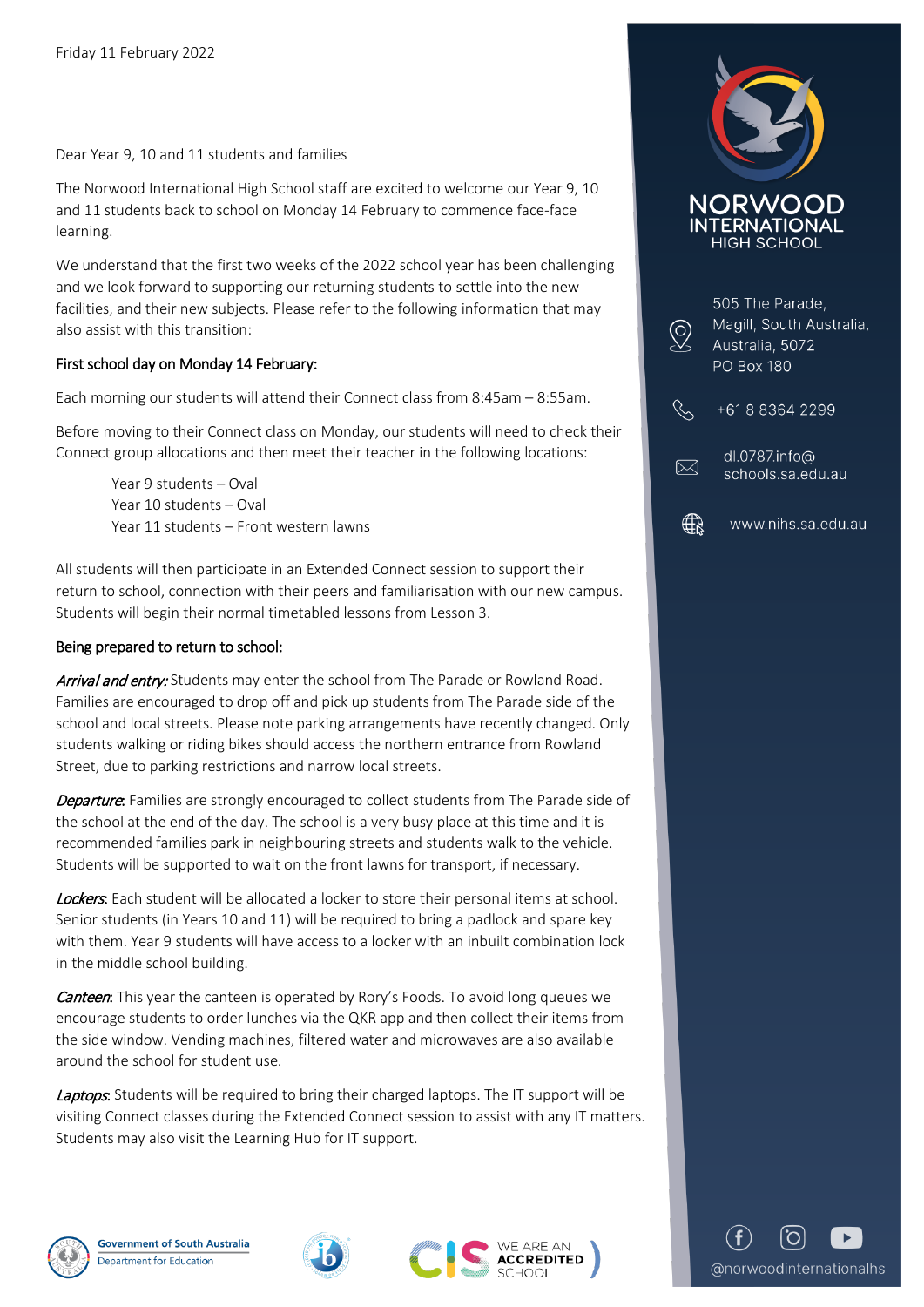Friday 11 February 2022

Dear Year 9, 10 and 11 students and families

The Norwood International High School staff are excited to welcome our Year 9, 10 and 11 students back to school on Monday 14 February to commence face-face learning.

We understand that the first two weeks of the 2022 school year has been challenging and we look forward to supporting our returning students to settle into the new facilities, and their new subjects. Please refer to the following information that may also assist with this transition:

First school day on Monday 14 February:

Each morning our students will attend their Connect class from 8:45am – 8:55am.

Before moving to their Connect class on Monday, our students will need to check their Connect group allocations and then meet their teacher in the following locations:

Year 9 students – Oval
Year 10 students – Oval
Year 11 students – Front western lawns

All students will then participate in an Extended Connect session to support their return to school, connection with their peers and familiarisation with our new campus. Students will begin their normal timetabled lessons from Lesson 3.

Being prepared to return to school:

*Arrival and entry:* Students may enter the school from The Parade or Rowland Road. Families are encouraged to drop off and pick up students from The Parade side of the school and local streets. Please note parking arrangements have recently changed. Only students walking or riding bikes should access the northern entrance from Rowland Street, due to parking restrictions and narrow local streets.

*Departure*: Families are strongly encouraged to collect students from The Parade side of the school at the end of the day. The school is a very busy place at this time and it is recommended families park in neighbouring streets and students walk to the vehicle. Students will be supported to wait on the front lawns for transport, if necessary.

*Lockers*: Each student will be allocated a locker to store their personal items at school. Senior students (in Years 10 and 11) will be required to bring a padlock and spare key with them. Year 9 students will have access to a locker with an inbuilt combination lock in the middle school building.

*Canteen*: This year the canteen is operated by Rory's Foods. To avoid long queues we encourage students to order lunches via the QKR app and then collect their items from the side window. Vending machines, filtered water and microwaves are also available around the school for student use.

*Laptops*: Students will be required to bring their charged laptops. The IT support will be visiting Connect classes during the Extended Connect session to assist with any IT matters. Students may also visit the Learning Hub for IT support.

NORWOOD INTERNATIONAL HIGH SCHOOL

505 The Parade,
Magill, South Australia,
Australia, 5072
PO Box 180

+61 8 8364 2299

dl.0787.info@
schools.sa.edu.au

www.nihs.sa.edu.au

@norwoodinternationalhs

Government of South Australia
Department for Education

WE ARE AN ACCREDITED SCHOOL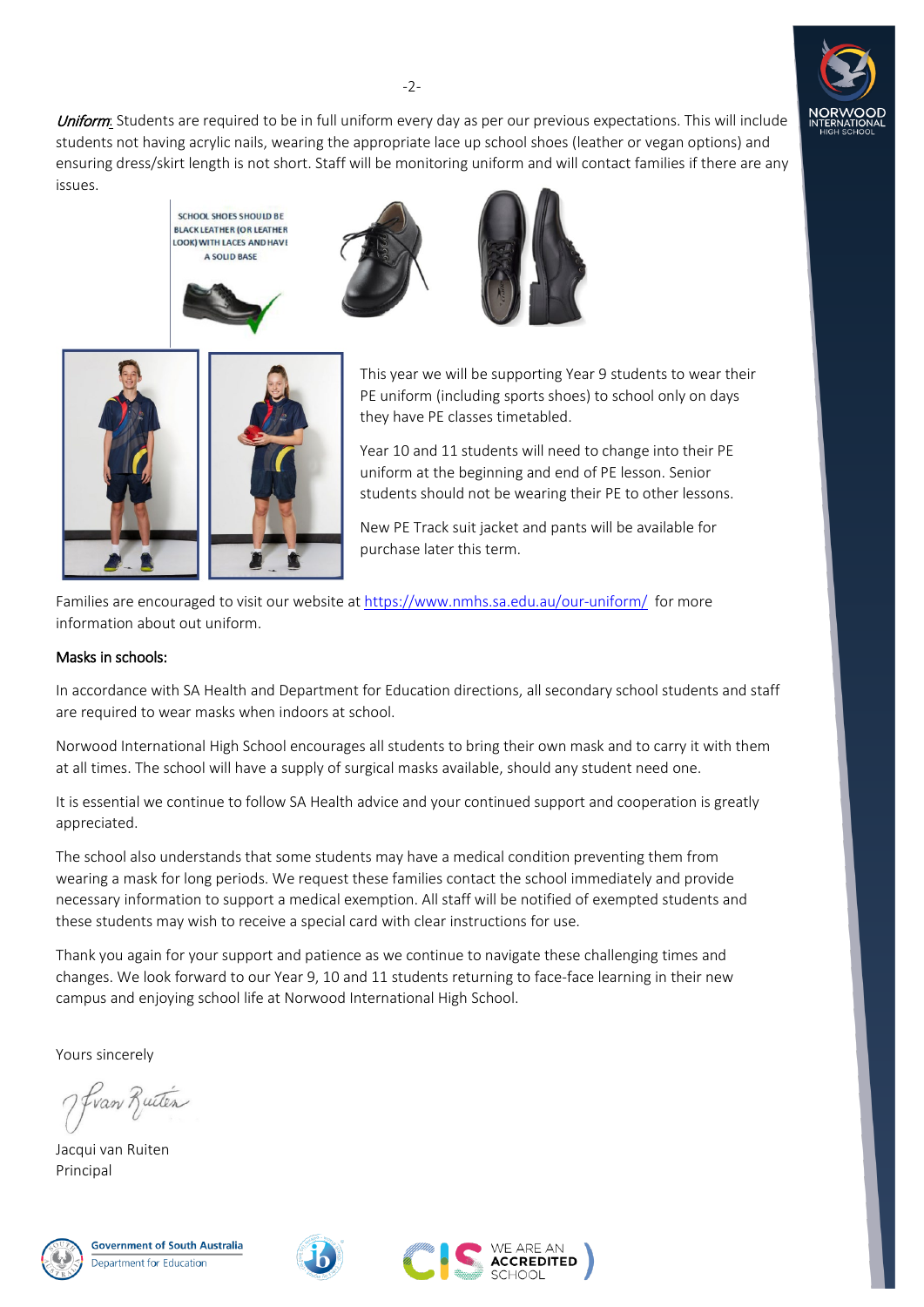***Uniform:*** Students are required to be in full uniform every day as per our previous expectations. This will include students not having acrylic nails, wearing the appropriate lace up school shoes (leather or vegan options) and ensuring dress/skirt length is not short. Staff will be monitoring uniform and will contact families if there are any issues.

SCHOOL SHOES SHOULD BE BLACK LEATHER (OR LEATHER LOOK) WITH LACES AND HAVE A SOLID BASE

This year we will be supporting Year 9 students to wear their PE uniform (including sports shoes) to school only on days they have PE classes timetabled.

Year 10 and 11 students will need to change into their PE uniform at the beginning and end of PE lesson. Senior students should not be wearing their PE to other lessons.

New PE Track suit jacket and pants will be available for purchase later this term.

Families are encouraged to visit our website at https://www.nmhs.sa.edu.au/our-uniform/ for more information about out uniform.

**Masks in schools:**

In accordance with SA Health and Department for Education directions, all secondary school students and staff are required to wear masks when indoors at school.

Norwood International High School encourages all students to bring their own mask and to carry it with them at all times. The school will have a supply of surgical masks available, should any student need one.

It is essential we continue to follow SA Health advice and your continued support and cooperation is greatly appreciated.

The school also understands that some students may have a medical condition preventing them from wearing a mask for long periods. We request these families contact the school immediately and provide necessary information to support a medical exemption. All staff will be notified of exempted students and these students may wish to receive a special card with clear instructions for use.

Thank you again for your support and patience as we continue to navigate these challenging times and changes. We look forward to our Year 9, 10 and 11 students returning to face-face learning in their new campus and enjoying school life at Norwood International High School.

Yours sincerely

Jacqui van Ruiten
Principal